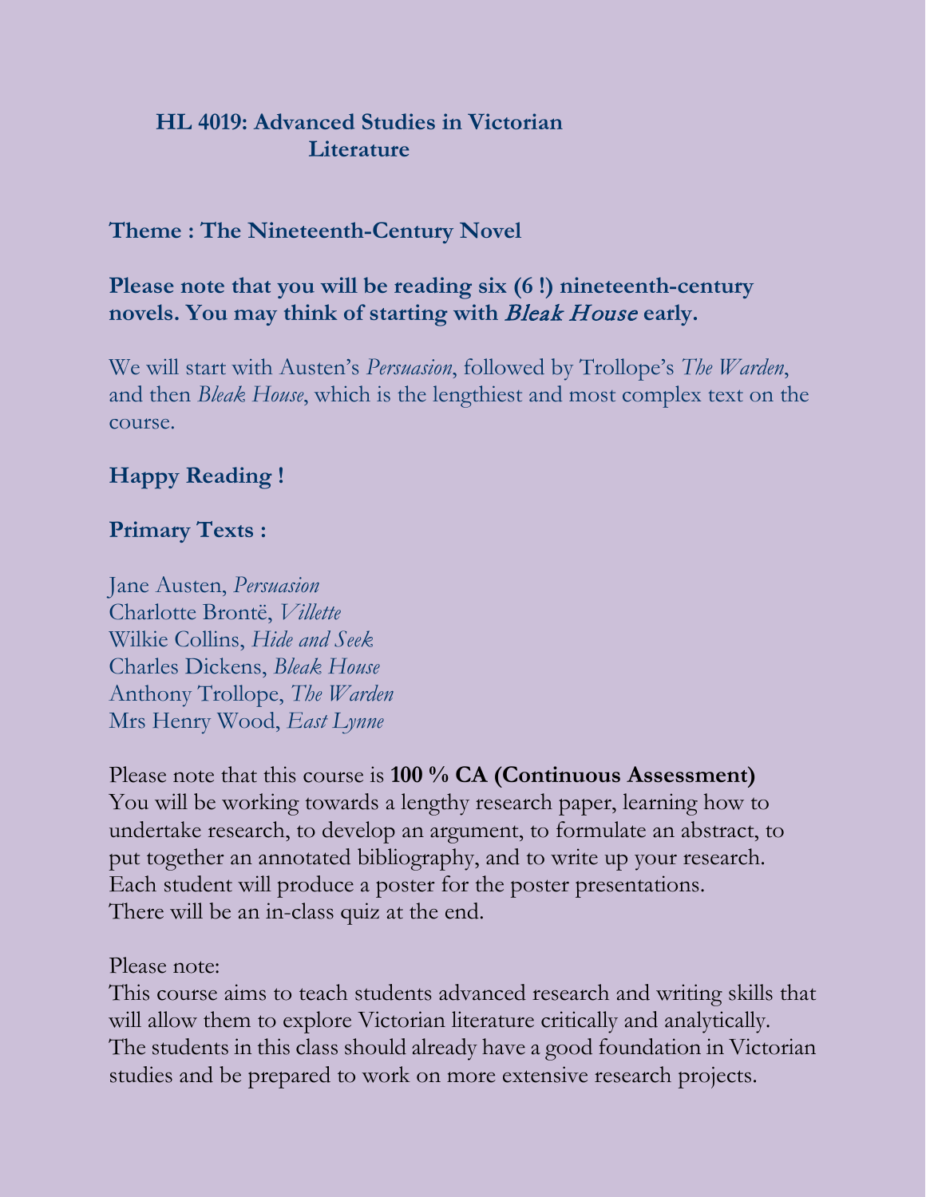# HL 4019: Advanced Studies in Victorian Literature

## Theme : The Nineteenth-Century Novel

**Please note that you will be reading six (6 !) nineteenth-century novels. You may think of starting with *Bleak House* early.**

We will start with Austen's *Persuasion*, followed by Trollope's *The Warden*, and then *Bleak House*, which is the lengthiest and most complex text on the course.

**Happy Reading !**

**Primary Texts :**

Jane Austen, *Persuasion*
Charlotte Brontë, *Villette*
Wilkie Collins, *Hide and Seek*
Charles Dickens, *Bleak House*
Anthony Trollope, *The Warden*
Mrs Henry Wood, *East Lynne*

Please note that this course is **100 % CA (Continuous Assessment)**
You will be working towards a lengthy research paper, learning how to undertake research, to develop an argument, to formulate an abstract, to put together an annotated bibliography, and to write up your research. Each student will produce a poster for the poster presentations. There will be an in-class quiz at the end.

Please note:
This course aims to teach students advanced research and writing skills that will allow them to explore Victorian literature critically and analytically. The students in this class should already have a good foundation in Victorian studies and be prepared to work on more extensive research projects.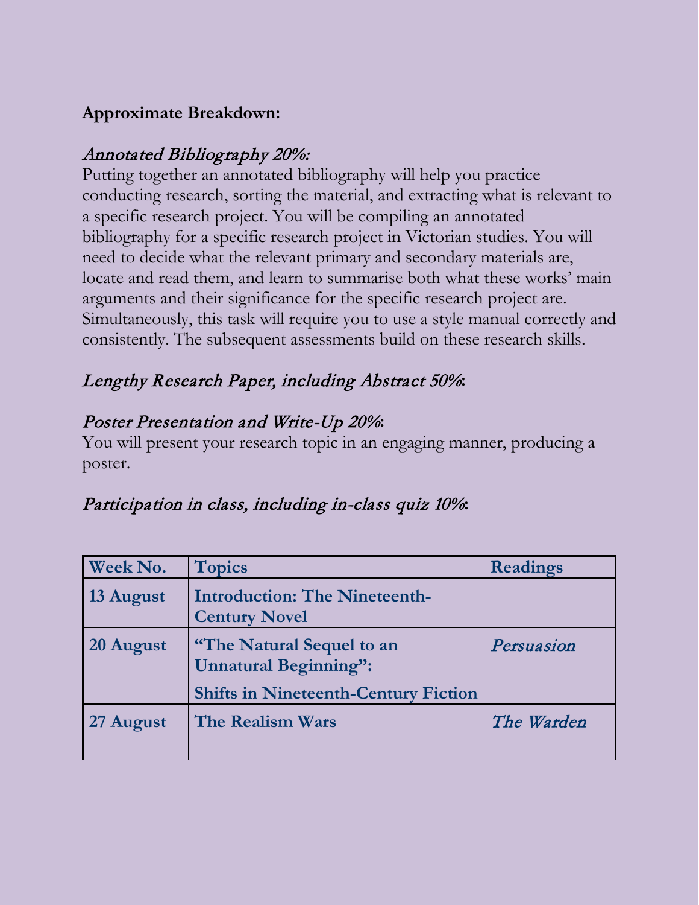**Approximate Breakdown:**

*Annotated Bibliography 20%:*

Putting together an annotated bibliography will help you practice conducting research, sorting the material, and extracting what is relevant to a specific research project. You will be compiling an annotated bibliography for a specific research project in Victorian studies. You will need to decide what the relevant primary and secondary materials are, locate and read them, and learn to summarise both what these works' main arguments and their significance for the specific research project are. Simultaneously, this task will require you to use a style manual correctly and consistently. The subsequent assessments build on these research skills.

*Lengthy Research Paper, including Abstract 50%*:

*Poster Presentation and Write-Up 20%*:

You will present your research topic in an engaging manner, producing a poster.

*Participation in class, including in-class quiz 10%*:

| Week No. | Topics | Readings |
|---|---|---|
| **13 August** | **Introduction: The Nineteenth-Century Novel** | |
| **20 August** | **"The Natural Sequel to an Unnatural Beginning": Shifts in Nineteenth-Century Fiction** | *Persuasion* |
| **27 August** | **The Realism Wars** | *The Warden* |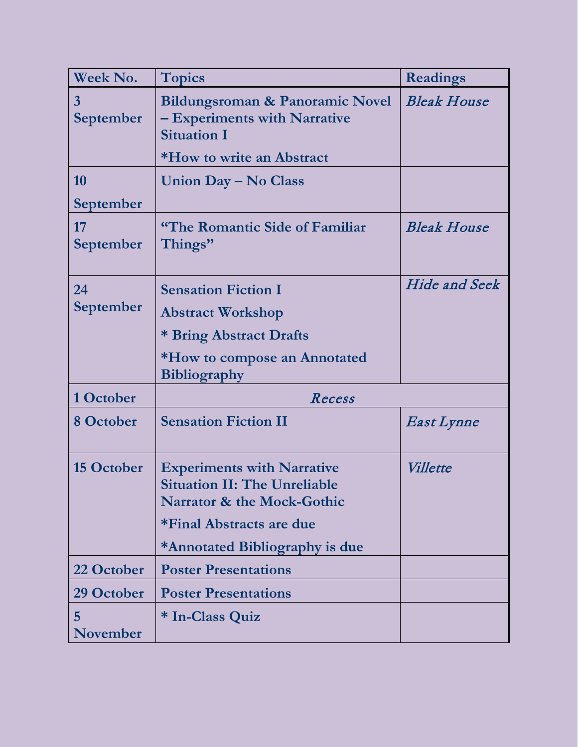| Week No. | Topics | Readings |
|---|---|---|
| 3 September | **Bildungsroman & Panoramic Novel – Experiments with Narrative Situation I** <br> ***How to write an Abstract** | *Bleak House* |
| 10 September | **Union Day – No Class** | |
| 17 September | **"The Romantic Side of Familiar Things"** | *Bleak House* |
| 24 September | **Sensation Fiction I** <br> **Abstract Workshop** <br> **\* Bring Abstract Drafts** <br> ***How to compose an Annotated Bibliography** | *Hide and Seek* |
| 1 October | *Recess* | |
| 8 October | **Sensation Fiction II** | *East Lynne* |
| 15 October | **Experiments with Narrative Situation II: The Unreliable Narrator & the Mock-Gothic** <br> ***Final Abstracts are due** <br> ***Annotated Bibliography is due** | *Villette* |
| 22 October | **Poster Presentations** | |
| 29 October | **Poster Presentations** | |
| 5 November | **\* In-Class Quiz** | |